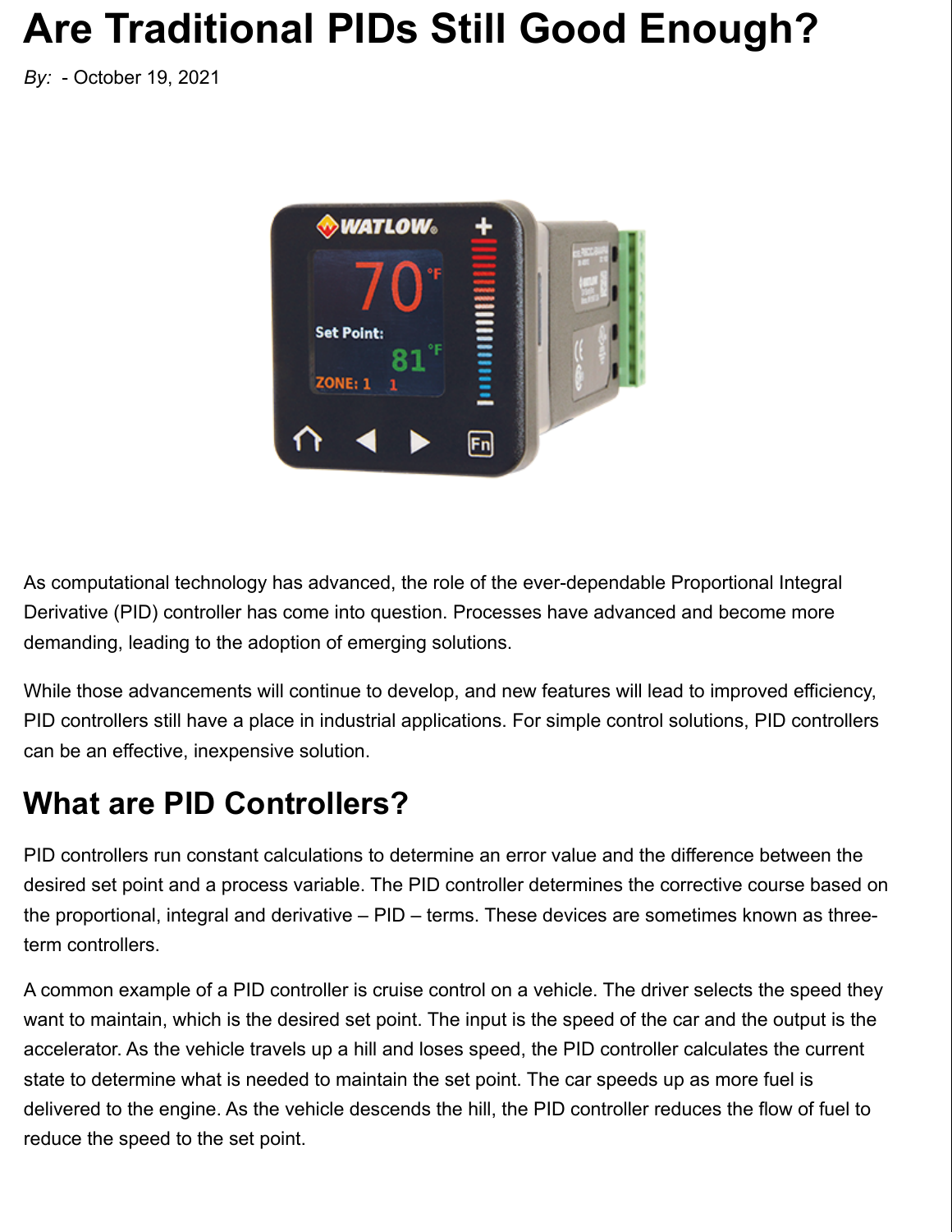# Are Traditional PIDs Still Good Enough?

*By:* - October 19, 2021

As computational technology has advanced, the role of the ever-dependable Proportional Integral Derivative (PID) controller has come into question. Processes have advanced and become more demanding, leading to the adoption of emerging solutions.

While those advancements will continue to develop, and new features will lead to improved efficiency, PID controllers still have a place in industrial applications. For simple control solutions, PID controllers can be an effective, inexpensive solution.

## What are PID Controllers?

PID controllers run constant calculations to determine an error value and the difference between the desired set point and a process variable. The PID controller determines the corrective course based on the proportional, integral and derivative – PID – terms. These devices are sometimes known as three-term controllers.

A common example of a PID controller is cruise control on a vehicle. The driver selects the speed they want to maintain, which is the desired set point. The input is the speed of the car and the output is the accelerator. As the vehicle travels up a hill and loses speed, the PID controller calculates the current state to determine what is needed to maintain the set point. The car speeds up as more fuel is delivered to the engine. As the vehicle descends the hill, the PID controller reduces the flow of fuel to reduce the speed to the set point.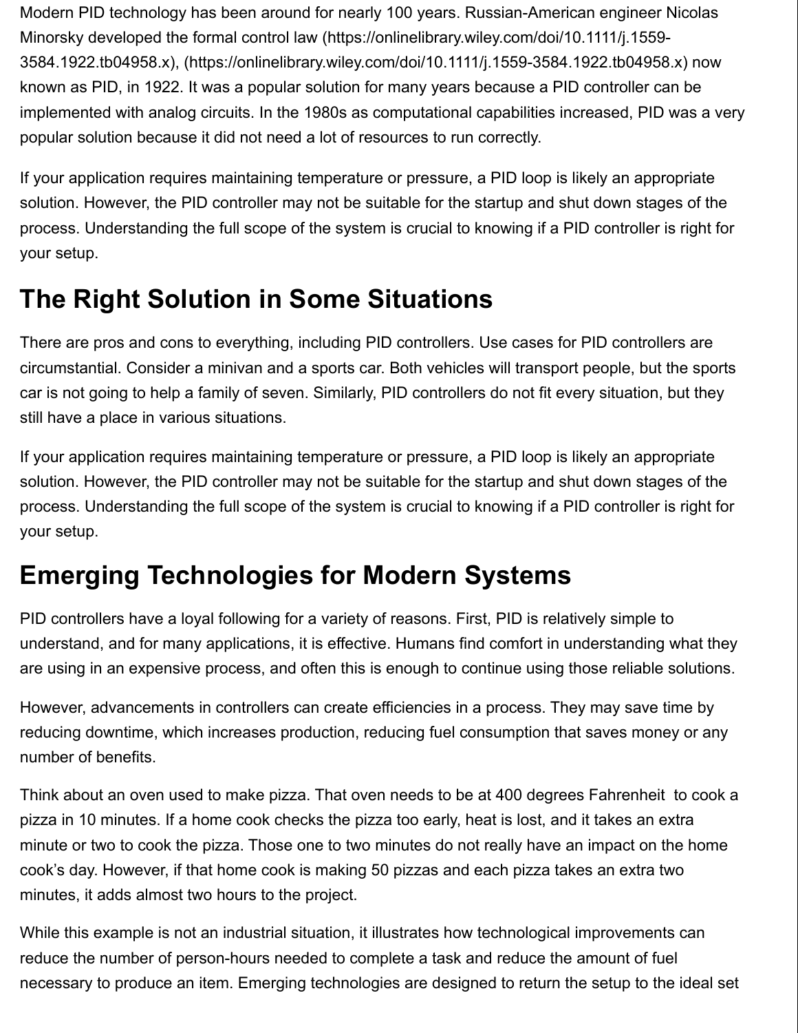Modern PID technology has been around for nearly 100 years. Russian-American engineer Nicolas Minorsky developed the formal control law (https://onlinelibrary.wiley.com/doi/10.1111/j.1559-3584.1922.tb04958.x), (https://onlinelibrary.wiley.com/doi/10.1111/j.1559-3584.1922.tb04958.x) now known as PID, in 1922. It was a popular solution for many years because a PID controller can be implemented with analog circuits. In the 1980s as computational capabilities increased, PID was a very popular solution because it did not need a lot of resources to run correctly.

If your application requires maintaining temperature or pressure, a PID loop is likely an appropriate solution. However, the PID controller may not be suitable for the startup and shut down stages of the process. Understanding the full scope of the system is crucial to knowing if a PID controller is right for your setup.

## The Right Solution in Some Situations

There are pros and cons to everything, including PID controllers. Use cases for PID controllers are circumstantial. Consider a minivan and a sports car. Both vehicles will transport people, but the sports car is not going to help a family of seven. Similarly, PID controllers do not fit every situation, but they still have a place in various situations.

If your application requires maintaining temperature or pressure, a PID loop is likely an appropriate solution. However, the PID controller may not be suitable for the startup and shut down stages of the process. Understanding the full scope of the system is crucial to knowing if a PID controller is right for your setup.

## Emerging Technologies for Modern Systems

PID controllers have a loyal following for a variety of reasons. First, PID is relatively simple to understand, and for many applications, it is effective. Humans find comfort in understanding what they are using in an expensive process, and often this is enough to continue using those reliable solutions.

However, advancements in controllers can create efficiencies in a process. They may save time by reducing downtime, which increases production, reducing fuel consumption that saves money or any number of benefits.

Think about an oven used to make pizza. That oven needs to be at 400 degrees Fahrenheit to cook a pizza in 10 minutes. If a home cook checks the pizza too early, heat is lost, and it takes an extra minute or two to cook the pizza. Those one to two minutes do not really have an impact on the home cook's day. However, if that home cook is making 50 pizzas and each pizza takes an extra two minutes, it adds almost two hours to the project.

While this example is not an industrial situation, it illustrates how technological improvements can reduce the number of person-hours needed to complete a task and reduce the amount of fuel necessary to produce an item. Emerging technologies are designed to return the setup to the ideal set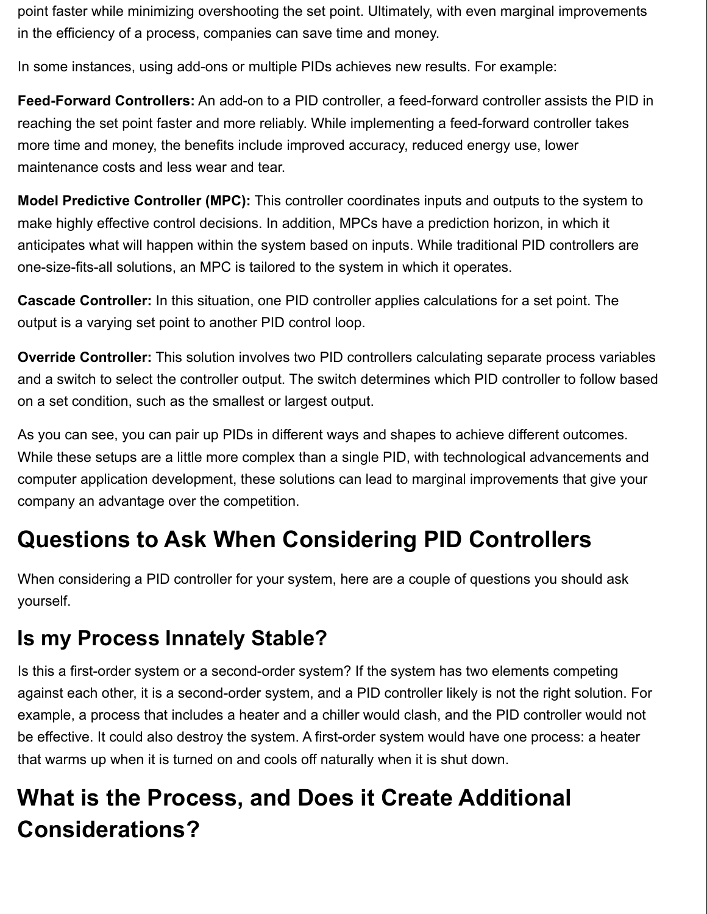point faster while minimizing overshooting the set point. Ultimately, with even marginal improvements in the efficiency of a process, companies can save time and money.

In some instances, using add-ons or multiple PIDs achieves new results. For example:

**Feed-Forward Controllers:** An add-on to a PID controller, a feed-forward controller assists the PID in reaching the set point faster and more reliably. While implementing a feed-forward controller takes more time and money, the benefits include improved accuracy, reduced energy use, lower maintenance costs and less wear and tear.

**Model Predictive Controller (MPC):** This controller coordinates inputs and outputs to the system to make highly effective control decisions. In addition, MPCs have a prediction horizon, in which it anticipates what will happen within the system based on inputs. While traditional PID controllers are one-size-fits-all solutions, an MPC is tailored to the system in which it operates.

**Cascade Controller:** In this situation, one PID controller applies calculations for a set point. The output is a varying set point to another PID control loop.

**Override Controller:** This solution involves two PID controllers calculating separate process variables and a switch to select the controller output. The switch determines which PID controller to follow based on a set condition, such as the smallest or largest output.

As you can see, you can pair up PIDs in different ways and shapes to achieve different outcomes. While these setups are a little more complex than a single PID, with technological advancements and computer application development, these solutions can lead to marginal improvements that give your company an advantage over the competition.

# Questions to Ask When Considering PID Controllers

When considering a PID controller for your system, here are a couple of questions you should ask yourself.

## Is my Process Innately Stable?

Is this a first-order system or a second-order system? If the system has two elements competing against each other, it is a second-order system, and a PID controller likely is not the right solution. For example, a process that includes a heater and a chiller would clash, and the PID controller would not be effective. It could also destroy the system. A first-order system would have one process: a heater that warms up when it is turned on and cools off naturally when it is shut down.

# What is the Process, and Does it Create Additional Considerations?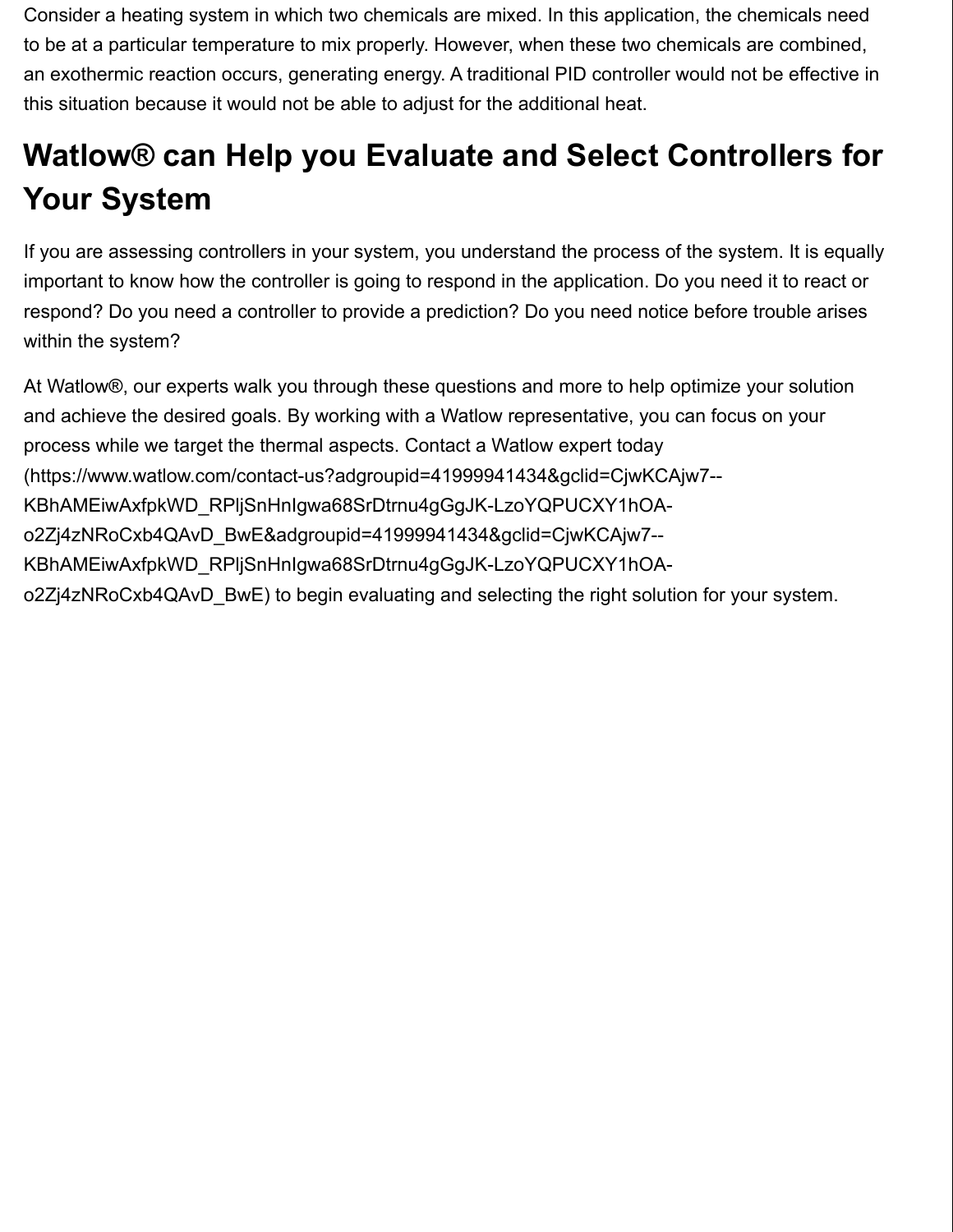Consider a heating system in which two chemicals are mixed. In this application, the chemicals need to be at a particular temperature to mix properly. However, when these two chemicals are combined, an exothermic reaction occurs, generating energy. A traditional PID controller would not be effective in this situation because it would not be able to adjust for the additional heat.

## Watlow® can Help you Evaluate and Select Controllers for Your System

If you are assessing controllers in your system, you understand the process of the system. It is equally important to know how the controller is going to respond in the application. Do you need it to react or respond? Do you need a controller to provide a prediction? Do you need notice before trouble arises within the system?

At Watlow®, our experts walk you through these questions and more to help optimize your solution and achieve the desired goals. By working with a Watlow representative, you can focus on your process while we target the thermal aspects. Contact a Watlow expert today (https://www.watlow.com/contact-us?adgroupid=41999941434&gclid=CjwKCAjw7--KBhAMEiwAxfpkWD_RPljSnHnIgwa68SrDtrnu4gGgJK-LzoYQPUCXY1hOA-o2Zj4zNRoCxb4QAvD_BwE&adgroupid=41999941434&gclid=CjwKCAjw7--KBhAMEiwAxfpkWD_RPljSnHnIgwa68SrDtrnu4gGgJK-LzoYQPUCXY1hOA-o2Zj4zNRoCxb4QAvD_BwE) to begin evaluating and selecting the right solution for your system.